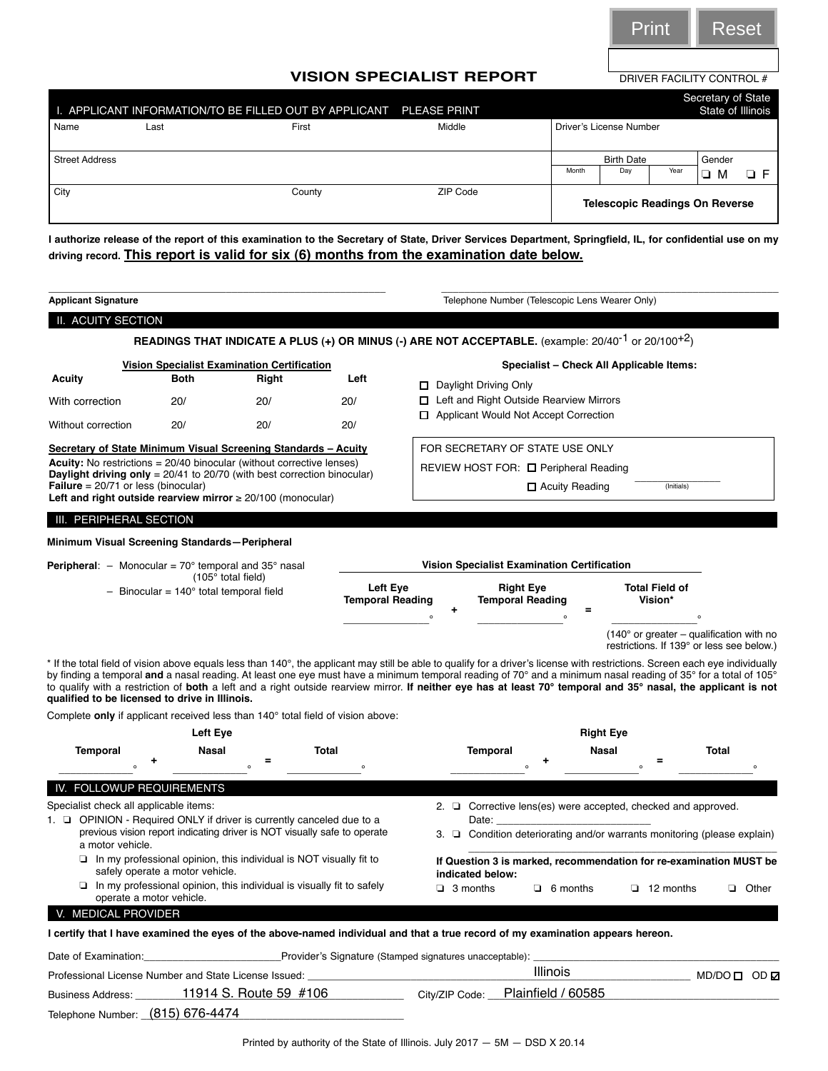Print | Reset

DRIVER FACILITY CONTROL #

# VISION SPECIALIST REPORT

Secretary of State
State of Illinois

## I. APPLICANT INFORMATION/TO BE FILLED OUT BY APPLICANT PLEASE PRINT

| Name Last | First | Middle | Driver's License Number | | | |
|---|---|---|---|---|---|---|
| Street Address | | | Birth Date Month | Day | Year | Gender ❑ M ❑ F |
| City | County | ZIP Code | Telescopic Readings On Reverse | | | |

**I authorize release of the report of this examination to the Secretary of State, Driver Services Department, Springfield, IL, for confidential use on my driving record. This report is valid for six (6) months from the examination date below.**

**Applicant Signature** ______________________ Telephone Number (Telescopic Lens Wearer Only) ______________________

## II. ACUITY SECTION

**READINGS THAT INDICATE A PLUS (+) OR MINUS (-) ARE NOT ACCEPTABLE.** (example: $20/40^{-1}$ or $20/100^{+2}$)

**Vision Specialist Examination Certification**

| Acuity | Both | Right | Left |
|---|---|---|---|
| With correction | 20/ | 20/ | 20/ |
| Without correction | 20/ | 20/ | 20/ |

**Specialist – Check All Applicable Items:**

- ☐ Daylight Driving Only
- ☐ Left and Right Outside Rearview Mirrors
- ☐ Applicant Would Not Accept Correction

**Secretary of State Minimum Visual Screening Standards – Acuity**

**Acuity:** No restrictions = 20/40 binocular (without corrective lenses)
**Daylight driving only** = 20/41 to 20/70 (with best correction binocular)
**Failure** = 20/71 or less (binocular)
**Left and right outside rearview mirror** ≥ 20/100 (monocular)

FOR SECRETARY OF STATE USE ONLY
REVIEW HOST FOR: ☐ Peripheral Reading
☐ Acuity Reading ____________ (Initials)

## III. PERIPHERAL SECTION

**Minimum Visual Screening Standards—Peripheral**

**Peripheral**: – Monocular = 70° temporal and 35° nasal (105° total field)
– Binocular = 140° total temporal field

**Vision Specialist Examination Certification**

| Left Eye Temporal Reading | + | Right Eye Temporal Reading | = | Total Field of Vision* |
|---|---|---|---|---|
| ° | | ° | | ° |

(140° or greater – qualification with no restrictions. If 139° or less see below.)

\* If the total field of vision above equals less than 140°, the applicant may still be able to qualify for a driver's license with restrictions. Screen each eye individually by finding a temporal **and** a nasal reading. At least one eye must have a minimum temporal reading of 70° and a minimum nasal reading of 35° for a total of 105° to qualify with a restriction of **both** a left and a right outside rearview mirror. **If neither eye has at least 70° temporal and 35° nasal, the applicant is not qualified to be licensed to drive in Illinois.**

Complete **only** if applicant received less than 140° total field of vision above:

| Left Eye Temporal | + | Left Eye Nasal | = | Left Eye Total | Right Eye Temporal | + | Right Eye Nasal | = | Right Eye Total |
|---|---|---|---|---|---|---|---|---|---|
| ° | | ° | | ° | ° | | ° | | ° |

## IV. FOLLOWUP REQUIREMENTS

Specialist check all applicable items:

1. ❑ OPINION - Required ONLY if driver is currently canceled due to a previous vision report indicating driver is NOT visually safe to operate a motor vehicle.
   - ❑ In my professional opinion, this individual is NOT visually fit to safely operate a motor vehicle.
   - ❑ In my professional opinion, this individual is visually fit to safely operate a motor vehicle.
2. ❑ Corrective lens(es) were accepted, checked and approved. Date: ____________
3. ❑ Condition deteriorating and/or warrants monitoring (please explain) ____________

**If Question 3 is marked, recommendation for re-examination MUST be indicated below:**

❑ 3 months ❑ 6 months ❑ 12 months ❑ Other

## V. MEDICAL PROVIDER

**I certify that I have examined the eyes of the above-named individual and that a true record of my examination appears hereon.**

Date of Examination: ____________ Provider's Signature (Stamped signatures unacceptable): ____________

Professional License Number and State License Issued: Illinois MD/DO ☐ OD ☑

Business Address: 11914 S. Route 59 #106 City/ZIP Code: Plainfield / 60585

Telephone Number: (815) 676-4474

Printed by authority of the State of Illinois. July 2017 — 5M — DSD X 20.14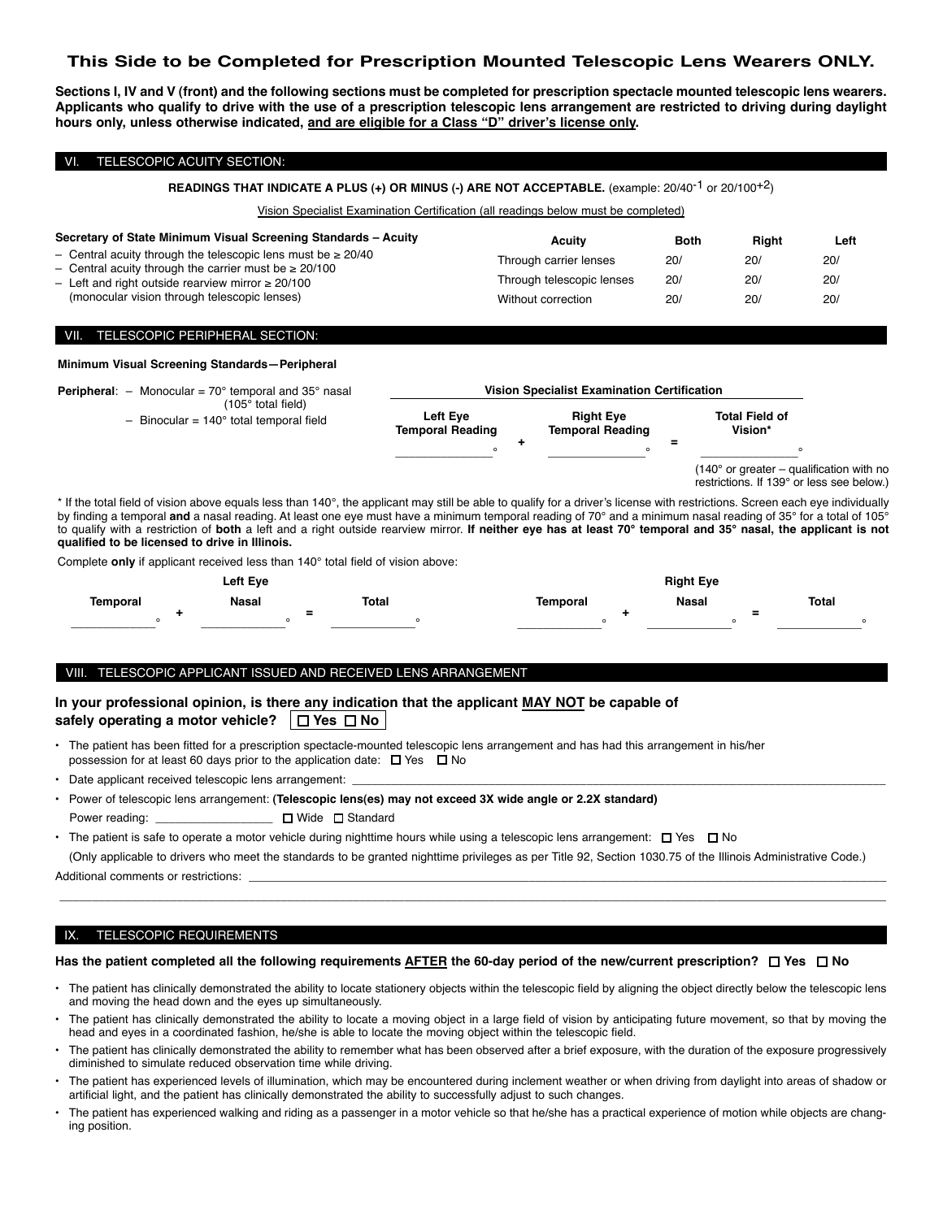## This Side to be Completed for Prescription Mounted Telescopic Lens Wearers ONLY.

**Sections I, IV and V (front) and the following sections must be completed for prescription spectacle mounted telescopic lens wearers. Applicants who qualify to drive with the use of a prescription telescopic lens arrangement are restricted to driving during daylight hours only, unless otherwise indicated, and are eligible for a Class "D" driver's license only.**

### VI. TELESCOPIC ACUITY SECTION:

**READINGS THAT INDICATE A PLUS (+) OR MINUS (-) ARE NOT ACCEPTABLE.** (example: $20/40^{-1}$ or $20/100^{+2}$)

Vision Specialist Examination Certification (all readings below must be completed)

**Secretary of State Minimum Visual Screening Standards – Acuity**

- Central acuity through the telescopic lens must be ≥ 20/40
- Central acuity through the carrier must be ≥ 20/100
- Left and right outside rearview mirror ≥ 20/100 (monocular vision through telescopic lenses)

| Acuity | Both | Right | Left |
|---|---|---|---|
| Through carrier lenses | 20/ | 20/ | 20/ |
| Through telescopic lenses | 20/ | 20/ | 20/ |
| Without correction | 20/ | 20/ | 20/ |

### VII. TELESCOPIC PERIPHERAL SECTION:

**Minimum Visual Screening Standards—Peripheral**

**Peripheral**:
- Monocular = 70° temporal and 35° nasal (105° total field)
- Binocular = 140° total temporal field

**Vision Specialist Examination Certification**

| Left Eye Temporal Reading | | Right Eye Temporal Reading | | Total Field of Vision* |
|---|---|---|---|---|
| ______° | + | ______° | = | ______° |

(140° or greater – qualification with no restrictions. If 139° or less see below.)

\* If the total field of vision above equals less than 140°, the applicant may still be able to qualify for a driver's license with restrictions. Screen each eye individually by finding a temporal **and** a nasal reading. At least one eye must have a minimum temporal reading of 70° and a minimum nasal reading of 35° for a total of 105° to qualify with a restriction of **both** a left and a right outside rearview mirror. **If neither eye has at least 70° temporal and 35° nasal, the applicant is not qualified to be licensed to drive in Illinois.**

Complete **only** if applicant received less than 140° total field of vision above:

| | Left Eye | | | | | Right Eye | | | |
|---|---|---|---|---|---|---|---|---|---|
| Temporal | | Nasal | | Total | Temporal | | Nasal | | Total |
| ______° | + | ______° | = | ______° | ______° | + | ______° | = | ______° |

### VIII. TELESCOPIC APPLICANT ISSUED AND RECEIVED LENS ARRANGEMENT

**In your professional opinion, is there any indication that the applicant MAY NOT be capable of safely operating a motor vehicle?** ☐ Yes ☐ No

- The patient has been fitted for a prescription spectacle-mounted telescopic lens arrangement and has had this arrangement in his/her possession for at least 60 days prior to the application date: ☐ Yes ☐ No
- Date applicant received telescopic lens arrangement: ______________________
- Power of telescopic lens arrangement: **(Telescopic lens(es) may not exceed 3X wide angle or 2.2X standard)**

  Power reading: ______________ ☐ Wide ☐ Standard
- The patient is safe to operate a motor vehicle during nighttime hours while using a telescopic lens arrangement: ☐ Yes ☐ No

  (Only applicable to drivers who meet the standards to be granted nighttime privileges as per Title 92, Section 1030.75 of the Illinois Administrative Code.)

Additional comments or restrictions: ______________________

### IX. TELESCOPIC REQUIREMENTS

**Has the patient completed all the following requirements AFTER the 60-day period of the new/current prescription?** ☐ **Yes** ☐ **No**

- The patient has clinically demonstrated the ability to locate stationery objects within the telescopic field by aligning the object directly below the telescopic lens and moving the head down and the eyes up simultaneously.
- The patient has clinically demonstrated the ability to locate a moving object in a large field of vision by anticipating future movement, so that by moving the head and eyes in a coordinated fashion, he/she is able to locate the moving object within the telescopic field.
- The patient has clinically demonstrated the ability to remember what has been observed after a brief exposure, with the duration of the exposure progressively diminished to simulate reduced observation time while driving.
- The patient has experienced levels of illumination, which may be encountered during inclement weather or when driving from daylight into areas of shadow or artificial light, and the patient has clinically demonstrated the ability to successfully adjust to such changes.
- The patient has experienced walking and riding as a passenger in a motor vehicle so that he/she has a practical experience of motion while objects are changing position.